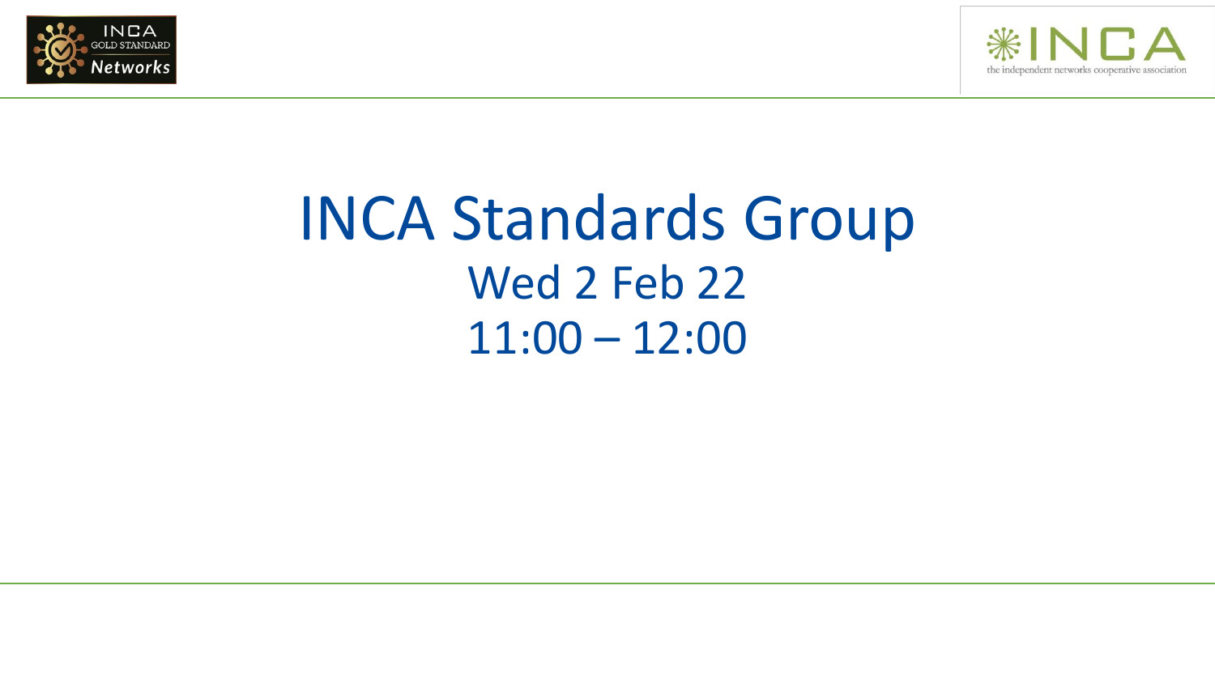# INCA Standards Group

Wed 2 Feb 22

11:00 – 12:00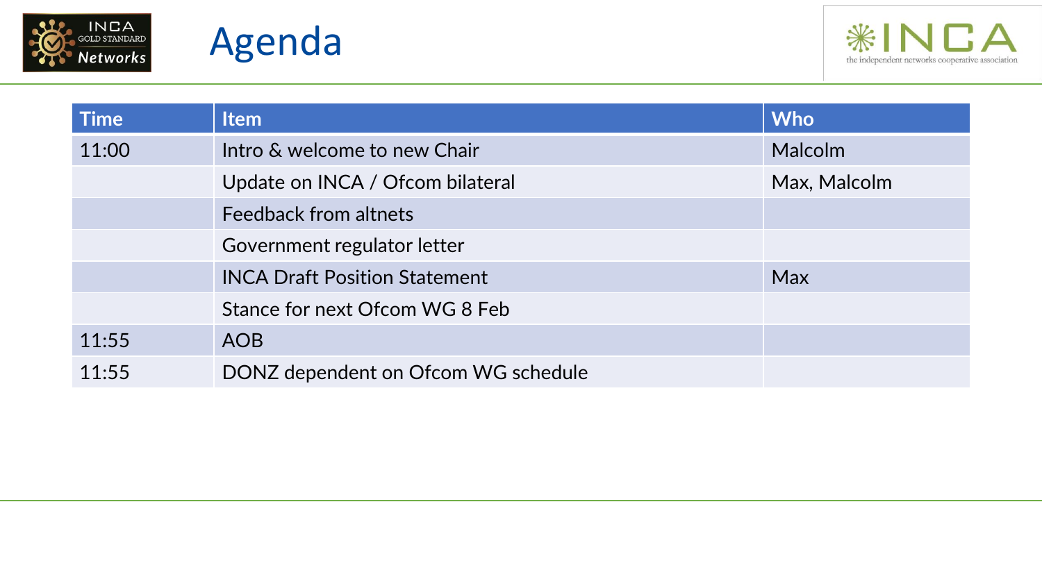# Agenda

| Time | Item | Who |
|---|---|---|
| 11:00 | Intro & welcome to new Chair | Malcolm |
| | Update on INCA / Ofcom bilateral | Max, Malcolm |
| | Feedback from altnets | |
| | Government regulator letter | |
| | INCA Draft Position Statement | Max |
| | Stance for next Ofcom WG 8 Feb | |
| 11:55 | AOB | |
| 11:55 | DONZ dependent on Ofcom WG schedule | |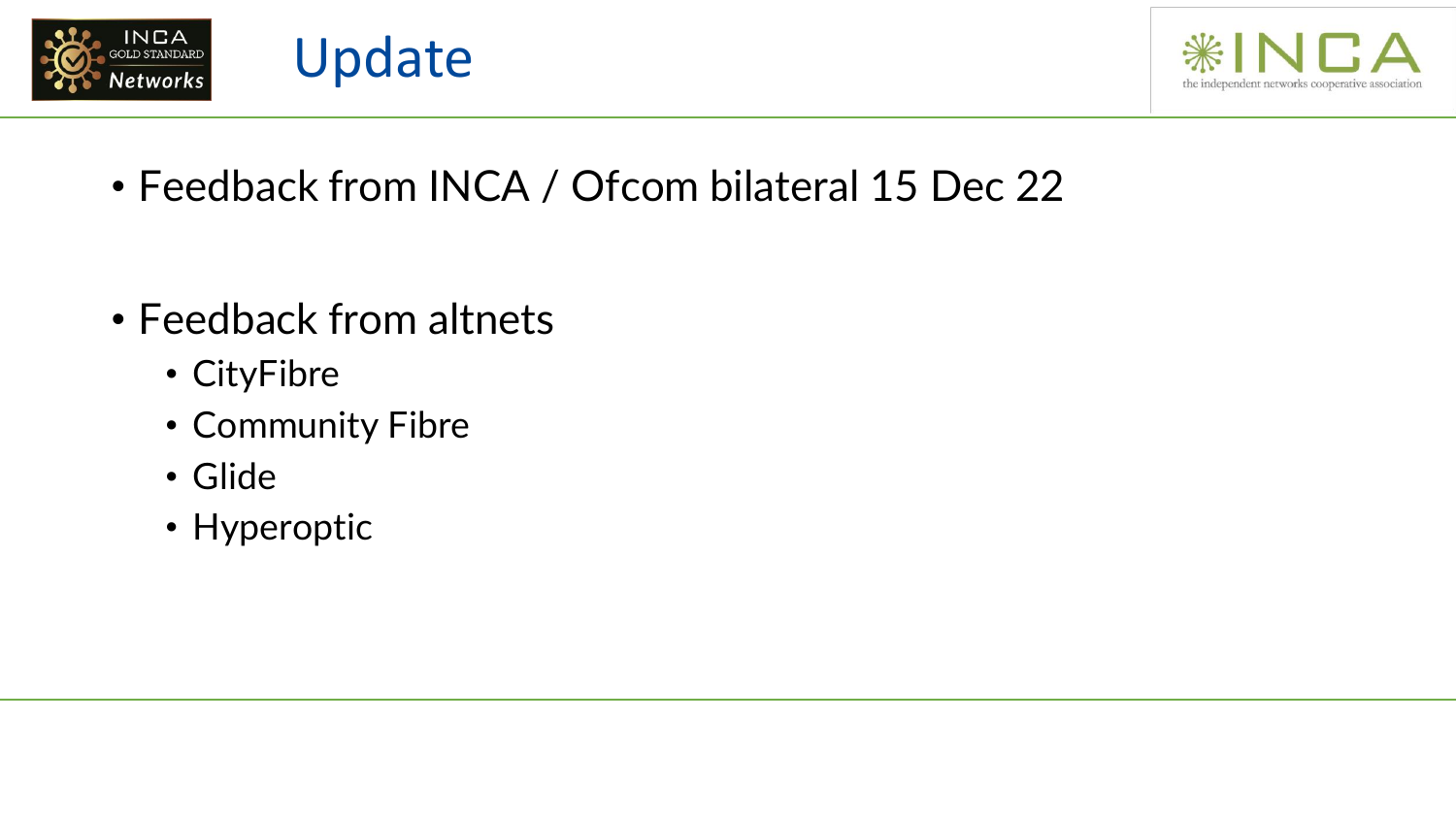# Update

- Feedback from INCA / Ofcom bilateral 15 Dec 22

- Feedback from altnets
  - CityFibre
  - Community Fibre
  - Glide
  - Hyperoptic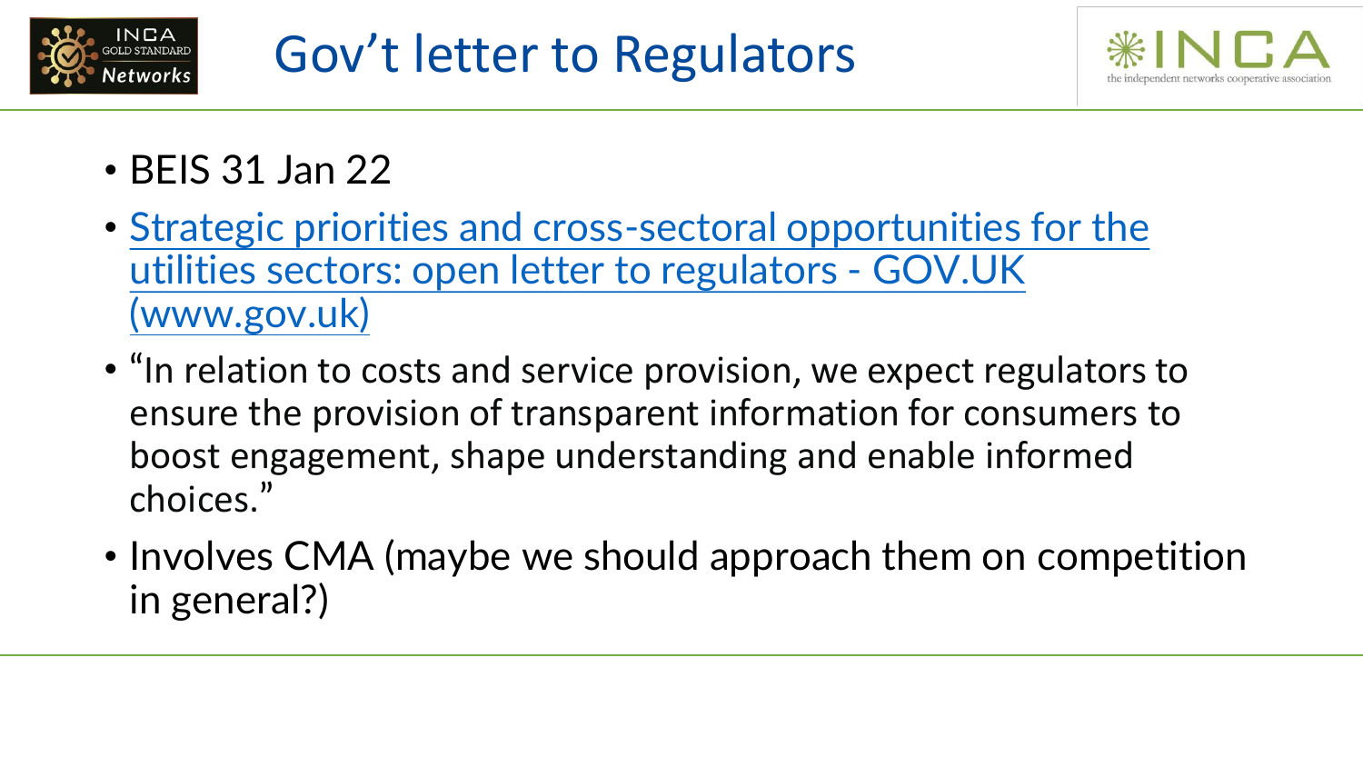# Gov’t letter to Regulators

- BEIS 31 Jan 22
- Strategic priorities and cross-sectoral opportunities for the utilities sectors: open letter to regulators - GOV.UK (www.gov.uk)
- “In relation to costs and service provision, we expect regulators to ensure the provision of transparent information for consumers to boost engagement, shape understanding and enable informed choices.”
- Involves CMA (maybe we should approach them on competition in general?)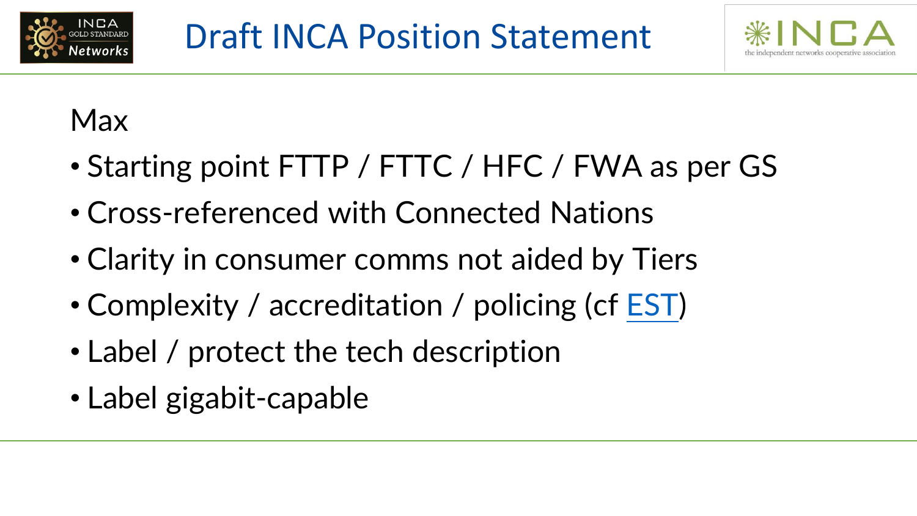# Draft INCA Position Statement

Max

- Starting point FTTP / FTTC / HFC / FWA as per GS
- Cross-referenced with Connected Nations
- Clarity in consumer comms not aided by Tiers
- Complexity / accreditation / policing (cf EST)
- Label / protect the tech description
- Label gigabit-capable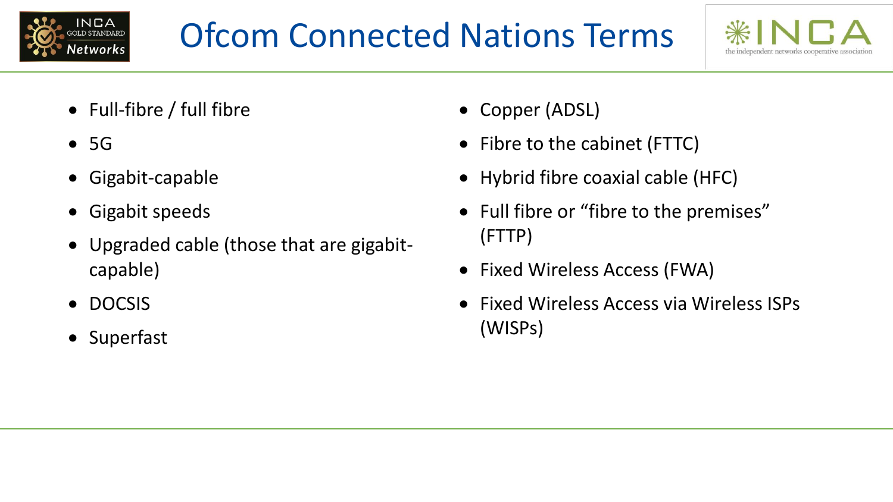# Ofcom Connected Nations Terms

- Full-fibre / full fibre
- 5G
- Gigabit-capable
- Gigabit speeds
- Upgraded cable (those that are gigabit-capable)
- DOCSIS
- Superfast

- Copper (ADSL)
- Fibre to the cabinet (FTTC)
- Hybrid fibre coaxial cable (HFC)
- Full fibre or "fibre to the premises" (FTTP)
- Fixed Wireless Access (FWA)
- Fixed Wireless Access via Wireless ISPs (WISPs)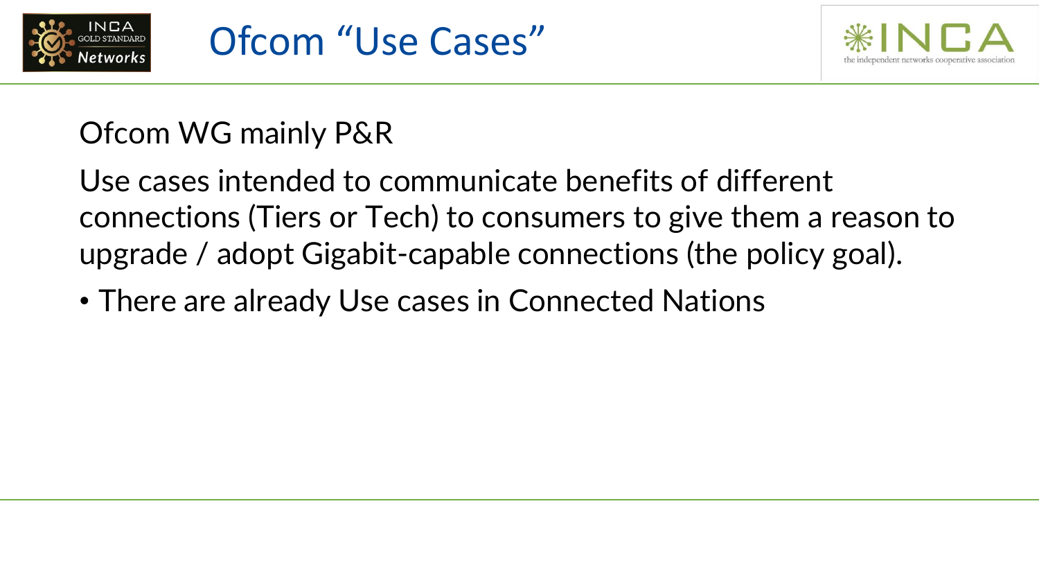# Ofcom “Use Cases”

Ofcom WG mainly P&R

Use cases intended to communicate benefits of different connections (Tiers or Tech) to consumers to give them a reason to upgrade / adopt Gigabit-capable connections (the policy goal).

- There are already Use cases in Connected Nations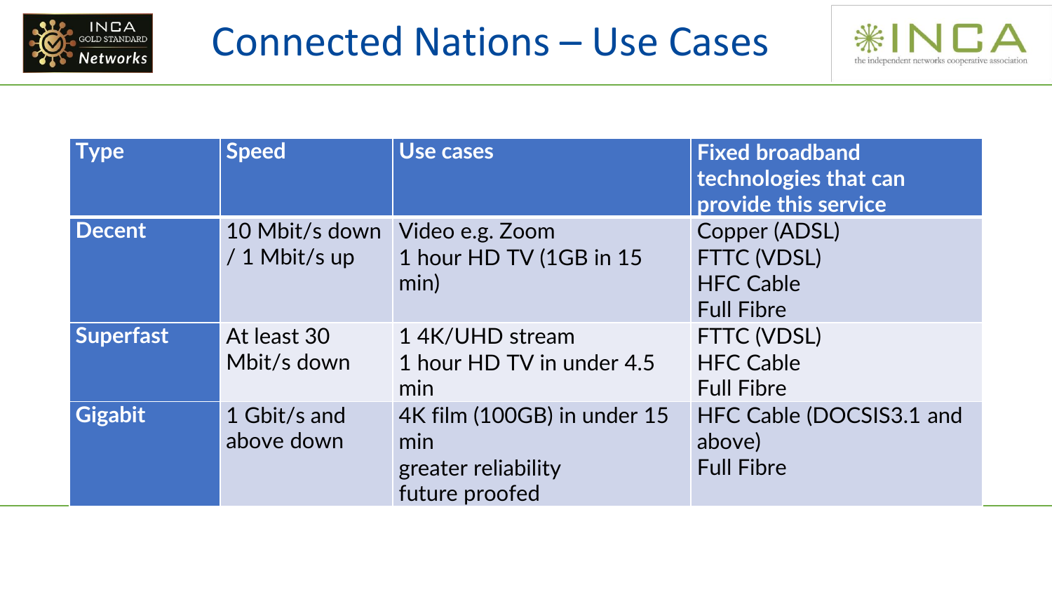# Connected Nations – Use Cases

| Type | Speed | Use cases | Fixed broadband technologies that can provide this service |
|---|---|---|---|
| **Decent** | 10 Mbit/s down / 1 Mbit/s up | Video e.g. Zoom<br>1 hour HD TV (1GB in 15 min) | Copper (ADSL)<br>FTTC (VDSL)<br>HFC Cable<br>Full Fibre |
| **Superfast** | At least 30 Mbit/s down | 1 4K/UHD stream<br>1 hour HD TV in under 4.5 min | FTTC (VDSL)<br>HFC Cable<br>Full Fibre |
| **Gigabit** | 1 Gbit/s and above down | 4K film (100GB) in under 15 min<br>greater reliability<br>future proofed | HFC Cable (DOCSIS3.1 and above)<br>Full Fibre |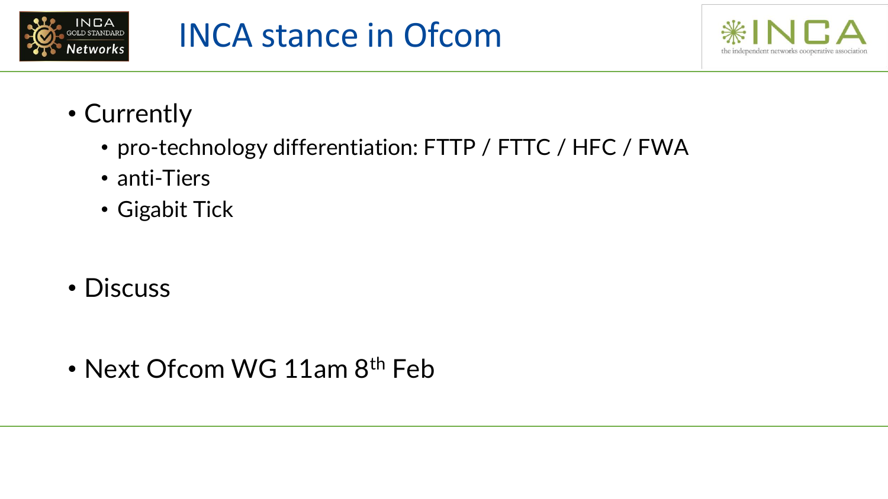# INCA stance in Ofcom

- Currently
  - pro-technology differentiation: FTTP / FTTC / HFC / FWA
  - anti-Tiers
  - Gigabit Tick

- Discuss

- Next Ofcom WG 11am 8th Feb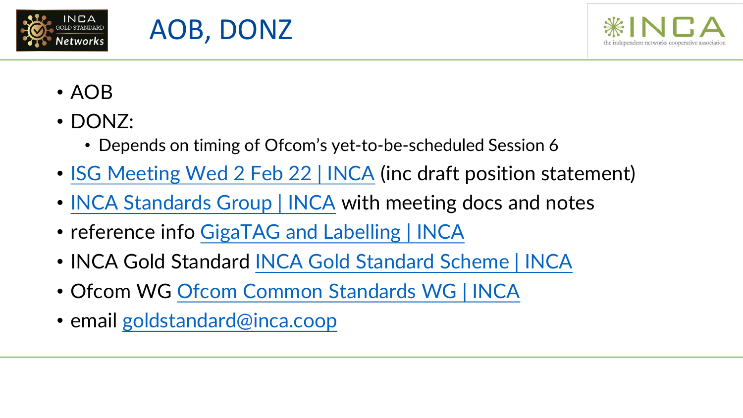# AOB, DONZ

- AOB
- DONZ:
  - Depends on timing of Ofcom's yet-to-be-scheduled Session 6
- ISG Meeting Wed 2 Feb 22 | INCA (inc draft position statement)
- INCA Standards Group | INCA with meeting docs and notes
- reference info GigaTAG and Labelling | INCA
- INCA Gold Standard INCA Gold Standard Scheme | INCA
- Ofcom WG Ofcom Common Standards WG | INCA
- email goldstandard@inca.coop